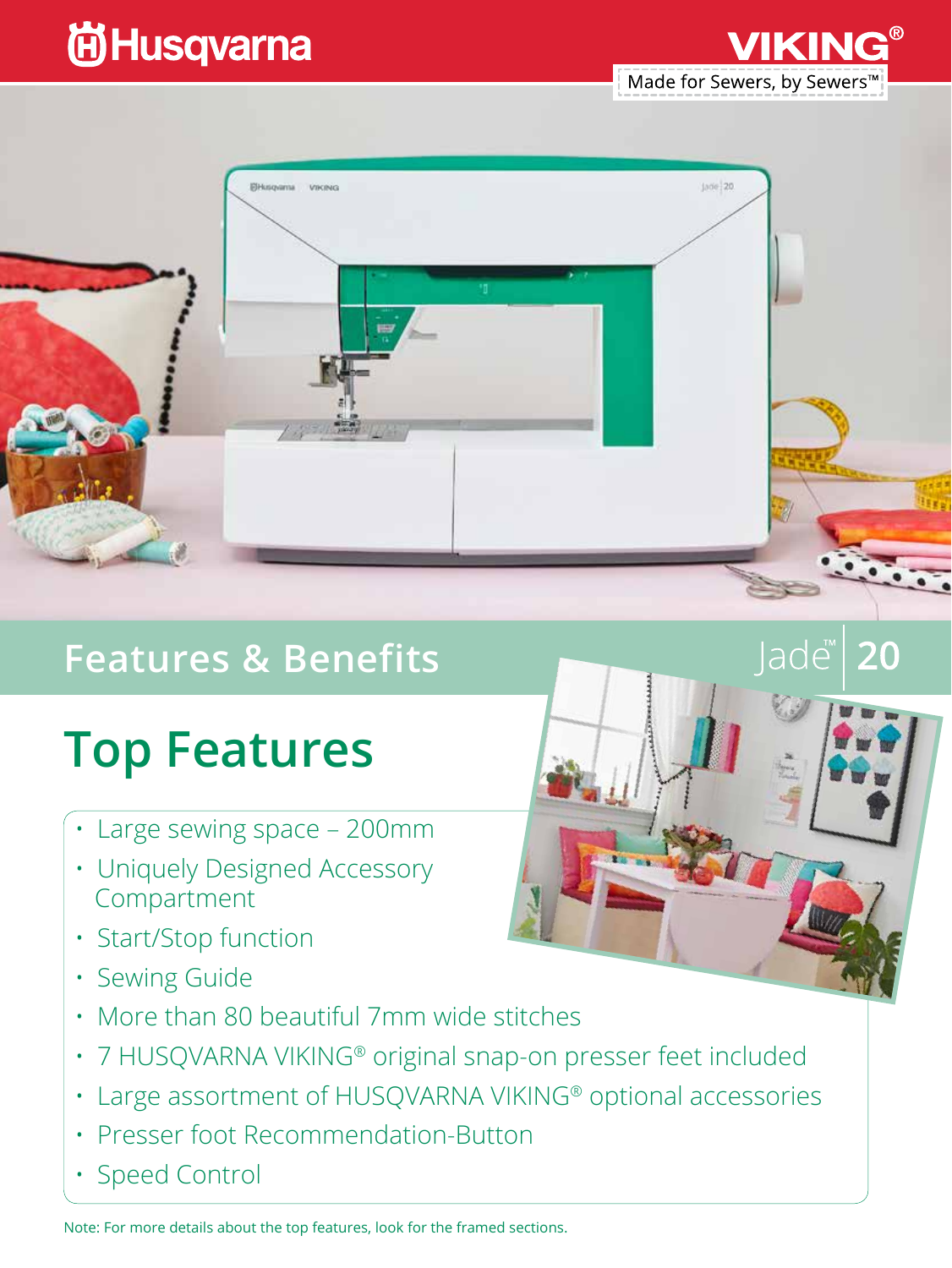Husqvarna VIKING®

Made for Sewers, by Sewers™

# Features & Benefits

Jade™ 20

## Top Features

- Large sewing space – 200mm
- Uniquely Designed Accessory Compartment
- Start/Stop function
- Sewing Guide
- More than 80 beautiful 7mm wide stitches
- 7 HUSQVARNA VIKING® original snap-on presser feet included
- Large assortment of HUSQVARNA VIKING® optional accessories
- Presser foot Recommendation-Button
- Speed Control

Note: For more details about the top features, look for the framed sections.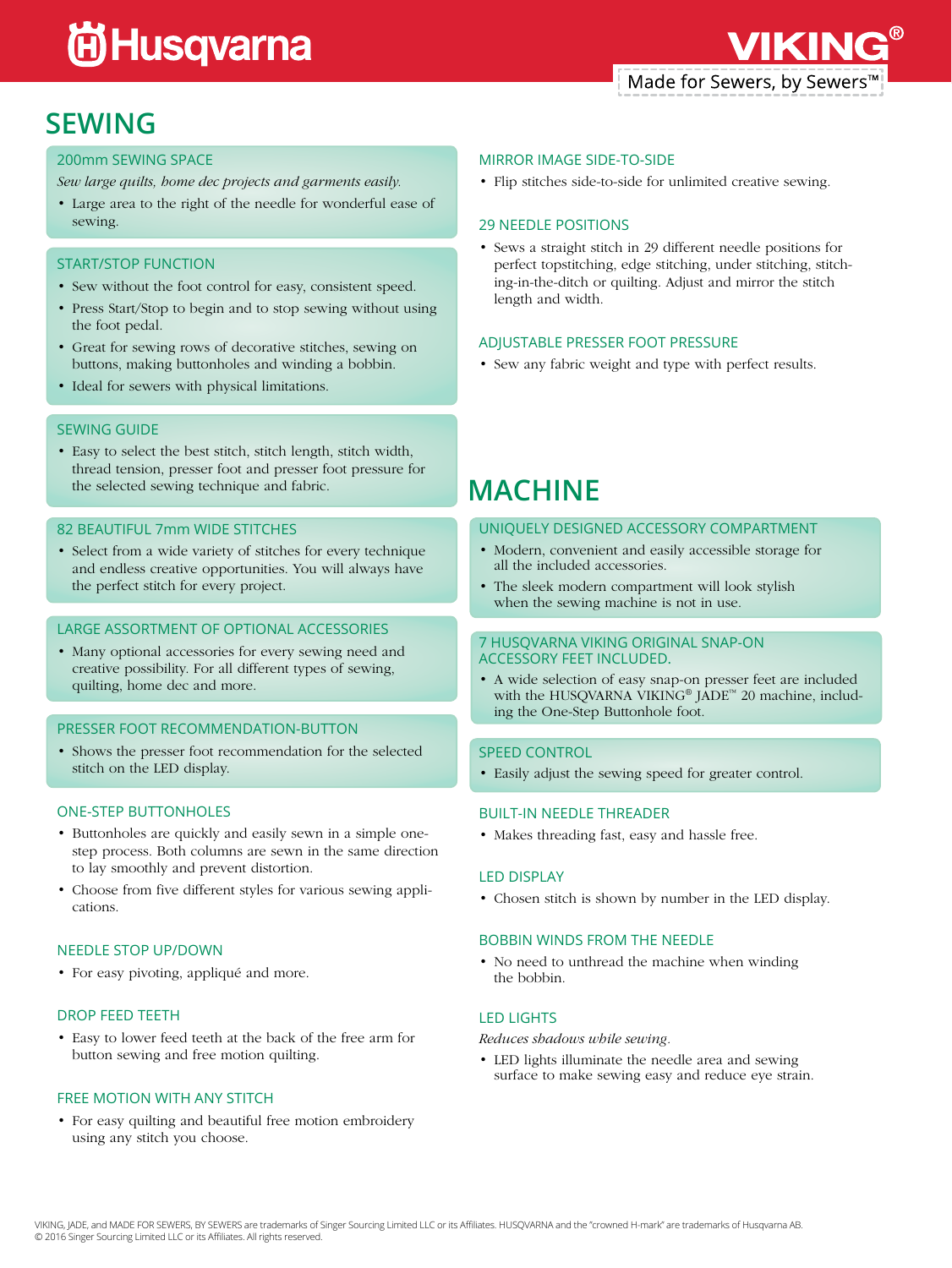Husqvarna

VIKING®

Made for Sewers, by Sewers™

# SEWING

### 200mm SEWING SPACE

*Sew large quilts, home dec projects and garments easily.*

- Large area to the right of the needle for wonderful ease of sewing.

### START/STOP FUNCTION

- Sew without the foot control for easy, consistent speed.
- Press Start/Stop to begin and to stop sewing without using the foot pedal.
- Great for sewing rows of decorative stitches, sewing on buttons, making buttonholes and winding a bobbin.
- Ideal for sewers with physical limitations.

### SEWING GUIDE

- Easy to select the best stitch, stitch length, stitch width, thread tension, presser foot and presser foot pressure for the selected sewing technique and fabric.

### 82 BEAUTIFUL 7mm WIDE STITCHES

- Select from a wide variety of stitches for every technique and endless creative opportunities. You will always have the perfect stitch for every project.

### LARGE ASSORTMENT OF OPTIONAL ACCESSORIES

- Many optional accessories for every sewing need and creative possibility. For all different types of sewing, quilting, home dec and more.

### PRESSER FOOT RECOMMENDATION-BUTTON

- Shows the presser foot recommendation for the selected stitch on the LED display.

### ONE-STEP BUTTONHOLES

- Buttonholes are quickly and easily sewn in a simple one-step process. Both columns are sewn in the same direction to lay smoothly and prevent distortion.
- Choose from five different styles for various sewing applications.

### NEEDLE STOP UP/DOWN

- For easy pivoting, appliqué and more.

### DROP FEED TEETH

- Easy to lower feed teeth at the back of the free arm for button sewing and free motion quilting.

### FREE MOTION WITH ANY STITCH

- For easy quilting and beautiful free motion embroidery using any stitch you choose.

### MIRROR IMAGE SIDE-TO-SIDE

- Flip stitches side-to-side for unlimited creative sewing.

### 29 NEEDLE POSITIONS

- Sews a straight stitch in 29 different needle positions for perfect topstitching, edge stitching, under stitching, stitch-ing-in-the-ditch or quilting. Adjust and mirror the stitch length and width.

### ADJUSTABLE PRESSER FOOT PRESSURE

- Sew any fabric weight and type with perfect results.

# MACHINE

### UNIQUELY DESIGNED ACCESSORY COMPARTMENT

- Modern, convenient and easily accessible storage for all the included accessories.
- The sleek modern compartment will look stylish when the sewing machine is not in use.

### 7 HUSQVARNA VIKING ORIGINAL SNAP-ON ACCESSORY FEET INCLUDED.

- A wide selection of easy snap-on presser feet are included with the HUSQVARNA VIKING® JADE™ 20 machine, including the One-Step Buttonhole foot.

### SPEED CONTROL

- Easily adjust the sewing speed for greater control.

### BUILT-IN NEEDLE THREADER

- Makes threading fast, easy and hassle free.

### LED DISPLAY

- Chosen stitch is shown by number in the LED display.

### BOBBIN WINDS FROM THE NEEDLE

- No need to unthread the machine when winding the bobbin.

### LED LIGHTS

*Reduces shadows while sewing.*

- LED lights illuminate the needle area and sewing surface to make sewing easy and reduce eye strain.

VIKING, JADE, and MADE FOR SEWERS, BY SEWERS are trademarks of Singer Sourcing Limited LLC or its Affiliates. HUSQVARNA and the "crowned H-mark" are trademarks of Husqvarna AB.
© 2016 Singer Sourcing Limited LLC or its Affiliates. All rights reserved.